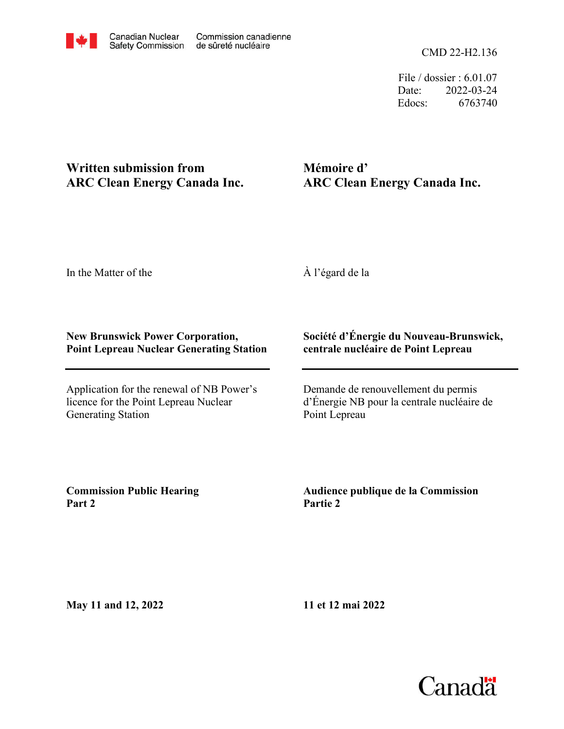Canadian Nuclear Safety Commission — Commission canadienne de sûreté nucléaire

CMD 22-H2.136

File / dossier : 6.01.07
Date: 2022-03-24
Edocs: 6763740

**Written submission from ARC Clean Energy Canada Inc.**

**Mémoire d' ARC Clean Energy Canada Inc.**

In the Matter of the

À l'égard de la

**New Brunswick Power Corporation, Point Lepreau Nuclear Generating Station**

**Société d'Énergie du Nouveau-Brunswick, centrale nucléaire de Point Lepreau**

Application for the renewal of NB Power's licence for the Point Lepreau Nuclear Generating Station

Demande de renouvellement du permis d'Énergie NB pour la centrale nucléaire de Point Lepreau

**Commission Public Hearing Part 2**

**Audience publique de la Commission Partie 2**

**May 11 and 12, 2022**

**11 et 12 mai 2022**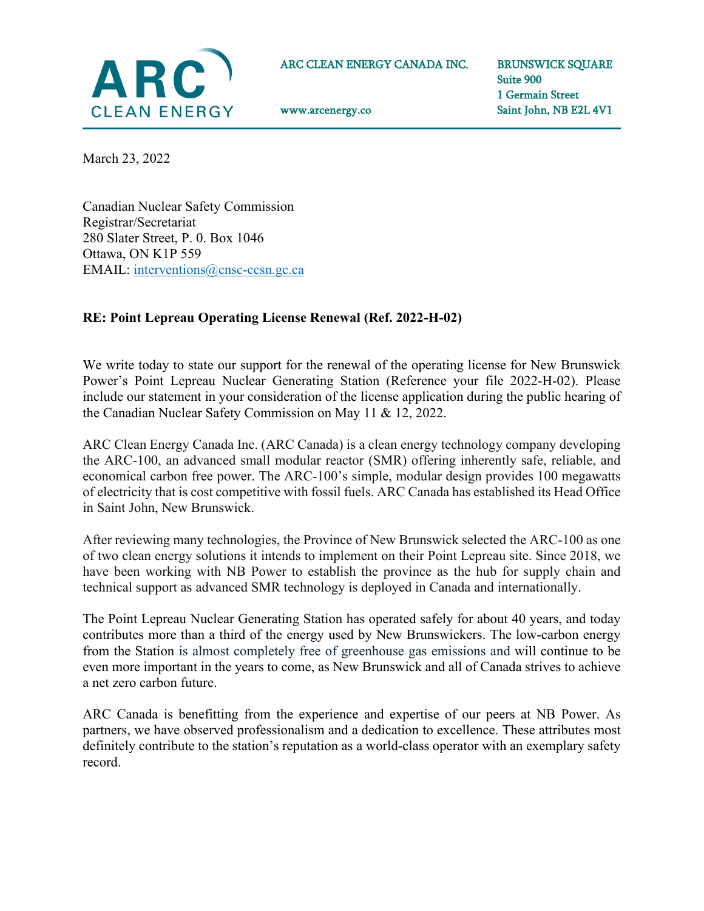ARC CLEAN ENERGY CANADA INC.

www.arcenergy.co

BRUNSWICK SQUARE
Suite 900
1 Germain Street
Saint John, NB E2L 4V1

March 23, 2022

Canadian Nuclear Safety Commission
Registrar/Secretariat
280 Slater Street, P. 0. Box 1046
Ottawa, ON K1P 559
EMAIL: interventions@cnsc-ccsn.gc.ca

**RE: Point Lepreau Operating License Renewal (Ref. 2022-H-02)**

We write today to state our support for the renewal of the operating license for New Brunswick Power's Point Lepreau Nuclear Generating Station (Reference your file 2022-H-02). Please include our statement in your consideration of the license application during the public hearing of the Canadian Nuclear Safety Commission on May 11 & 12, 2022.

ARC Clean Energy Canada Inc. (ARC Canada) is a clean energy technology company developing the ARC-100, an advanced small modular reactor (SMR) offering inherently safe, reliable, and economical carbon free power. The ARC-100's simple, modular design provides 100 megawatts of electricity that is cost competitive with fossil fuels. ARC Canada has established its Head Office in Saint John, New Brunswick.

After reviewing many technologies, the Province of New Brunswick selected the ARC-100 as one of two clean energy solutions it intends to implement on their Point Lepreau site. Since 2018, we have been working with NB Power to establish the province as the hub for supply chain and technical support as advanced SMR technology is deployed in Canada and internationally.

The Point Lepreau Nuclear Generating Station has operated safely for about 40 years, and today contributes more than a third of the energy used by New Brunswickers. The low-carbon energy from the Station is almost completely free of greenhouse gas emissions and will continue to be even more important in the years to come, as New Brunswick and all of Canada strives to achieve a net zero carbon future.

ARC Canada is benefitting from the experience and expertise of our peers at NB Power. As partners, we have observed professionalism and a dedication to excellence. These attributes most definitely contribute to the station's reputation as a world-class operator with an exemplary safety record.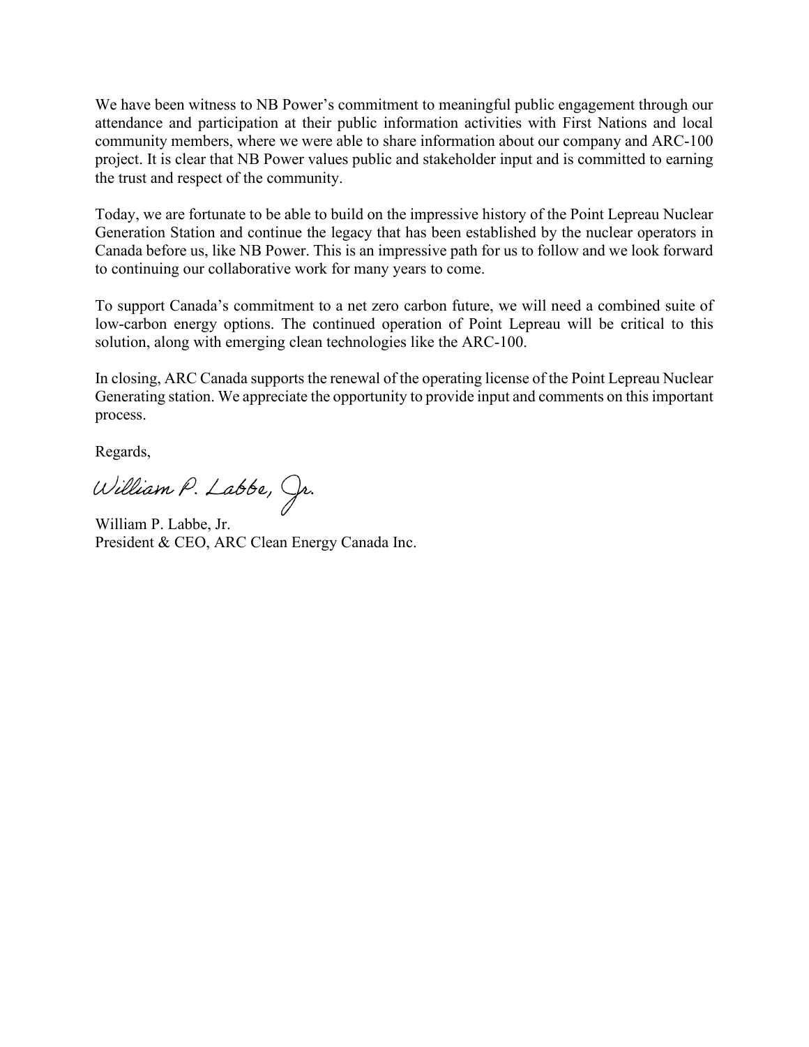We have been witness to NB Power's commitment to meaningful public engagement through our attendance and participation at their public information activities with First Nations and local community members, where we were able to share information about our company and ARC-100 project. It is clear that NB Power values public and stakeholder input and is committed to earning the trust and respect of the community.

Today, we are fortunate to be able to build on the impressive history of the Point Lepreau Nuclear Generation Station and continue the legacy that has been established by the nuclear operators in Canada before us, like NB Power. This is an impressive path for us to follow and we look forward to continuing our collaborative work for many years to come.

To support Canada's commitment to a net zero carbon future, we will need a combined suite of low-carbon energy options. The continued operation of Point Lepreau will be critical to this solution, along with emerging clean technologies like the ARC-100.

In closing, ARC Canada supports the renewal of the operating license of the Point Lepreau Nuclear Generating station. We appreciate the opportunity to provide input and comments on this important process.

Regards,

*William P. Labbe, Jr.*

William P. Labbe, Jr.
President & CEO, ARC Clean Energy Canada Inc.